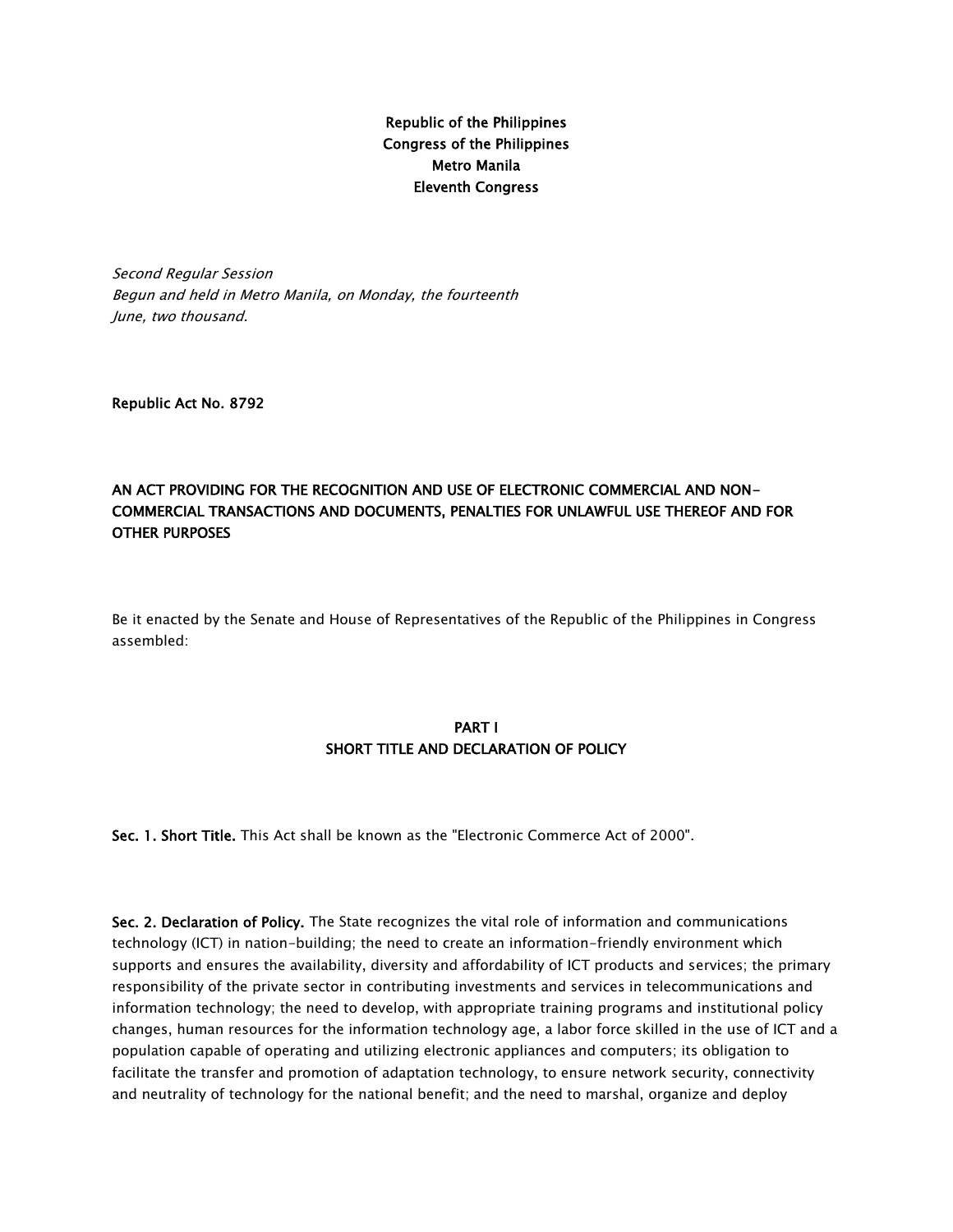**Republic of the Philippines**
**Congress of the Philippines**
**Metro Manila**
**Eleventh Congress**

*Second Regular Session*
*Begun and held in Metro Manila, on Monday, the fourteenth*
*June, two thousand.*

**Republic Act No. 8792**

# AN ACT PROVIDING FOR THE RECOGNITION AND USE OF ELECTRONIC COMMERCIAL AND NON-COMMERCIAL TRANSACTIONS AND DOCUMENTS, PENALTIES FOR UNLAWFUL USE THEREOF AND FOR OTHER PURPOSES

Be it enacted by the Senate and House of Representatives of the Republic of the Philippines in Congress assembled:

## PART I
## SHORT TITLE AND DECLARATION OF POLICY

**Sec. 1. Short Title.** This Act shall be known as the "Electronic Commerce Act of 2000".

**Sec. 2. Declaration of Policy.** The State recognizes the vital role of information and communications technology (ICT) in nation-building; the need to create an information-friendly environment which supports and ensures the availability, diversity and affordability of ICT products and services; the primary responsibility of the private sector in contributing investments and services in telecommunications and information technology; the need to develop, with appropriate training programs and institutional policy changes, human resources for the information technology age, a labor force skilled in the use of ICT and a population capable of operating and utilizing electronic appliances and computers; its obligation to facilitate the transfer and promotion of adaptation technology, to ensure network security, connectivity and neutrality of technology for the national benefit; and the need to marshal, organize and deploy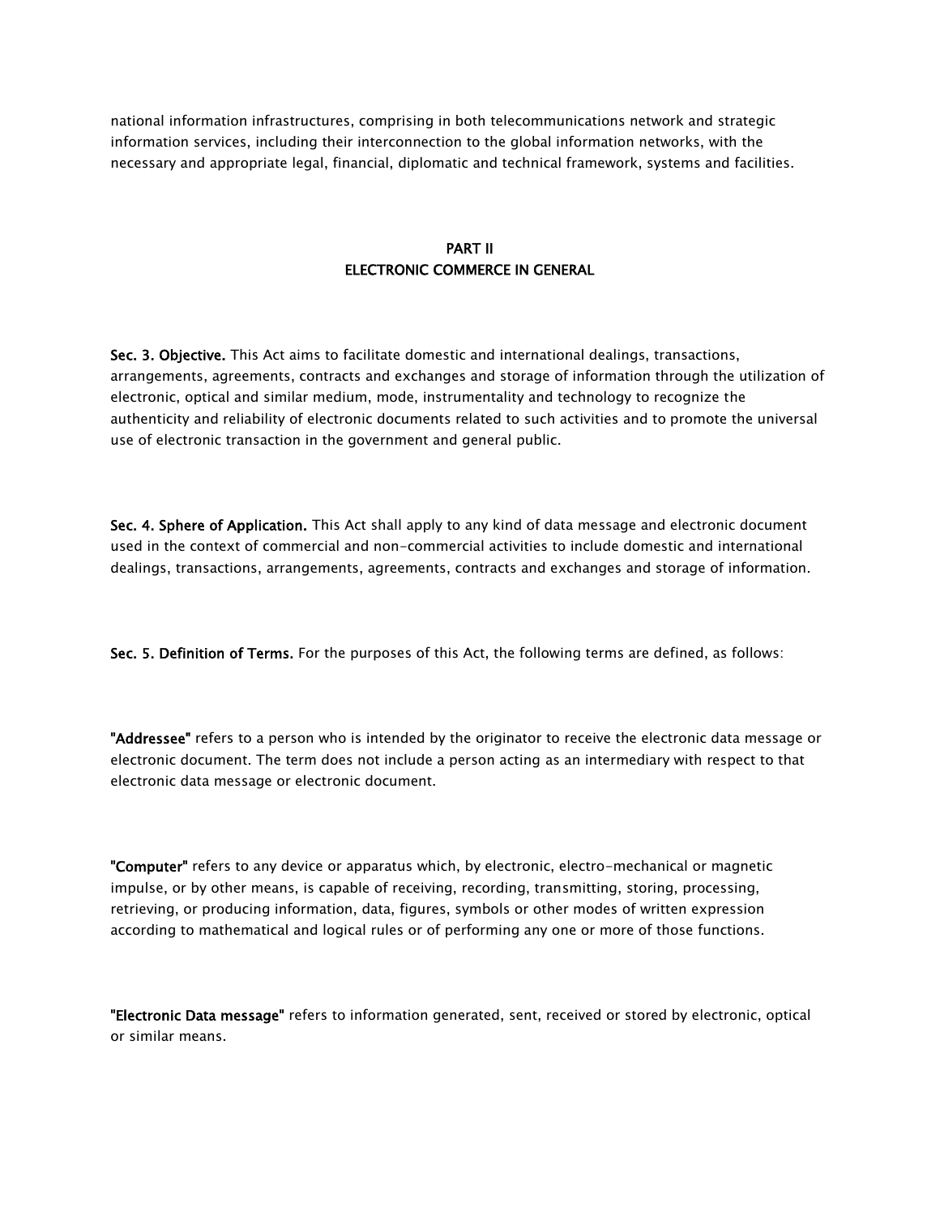national information infrastructures, comprising in both telecommunications network and strategic information services, including their interconnection to the global information networks, with the necessary and appropriate legal, financial, diplomatic and technical framework, systems and facilities.

## PART II
## ELECTRONIC COMMERCE IN GENERAL

**Sec. 3. Objective.** This Act aims to facilitate domestic and international dealings, transactions, arrangements, agreements, contracts and exchanges and storage of information through the utilization of electronic, optical and similar medium, mode, instrumentality and technology to recognize the authenticity and reliability of electronic documents related to such activities and to promote the universal use of electronic transaction in the government and general public.

**Sec. 4. Sphere of Application.** This Act shall apply to any kind of data message and electronic document used in the context of commercial and non-commercial activities to include domestic and international dealings, transactions, arrangements, agreements, contracts and exchanges and storage of information.

**Sec. 5. Definition of Terms.** For the purposes of this Act, the following terms are defined, as follows:

**"Addressee"** refers to a person who is intended by the originator to receive the electronic data message or electronic document. The term does not include a person acting as an intermediary with respect to that electronic data message or electronic document.

**"Computer"** refers to any device or apparatus which, by electronic, electro-mechanical or magnetic impulse, or by other means, is capable of receiving, recording, transmitting, storing, processing, retrieving, or producing information, data, figures, symbols or other modes of written expression according to mathematical and logical rules or of performing any one or more of those functions.

**"Electronic Data message"** refers to information generated, sent, received or stored by electronic, optical or similar means.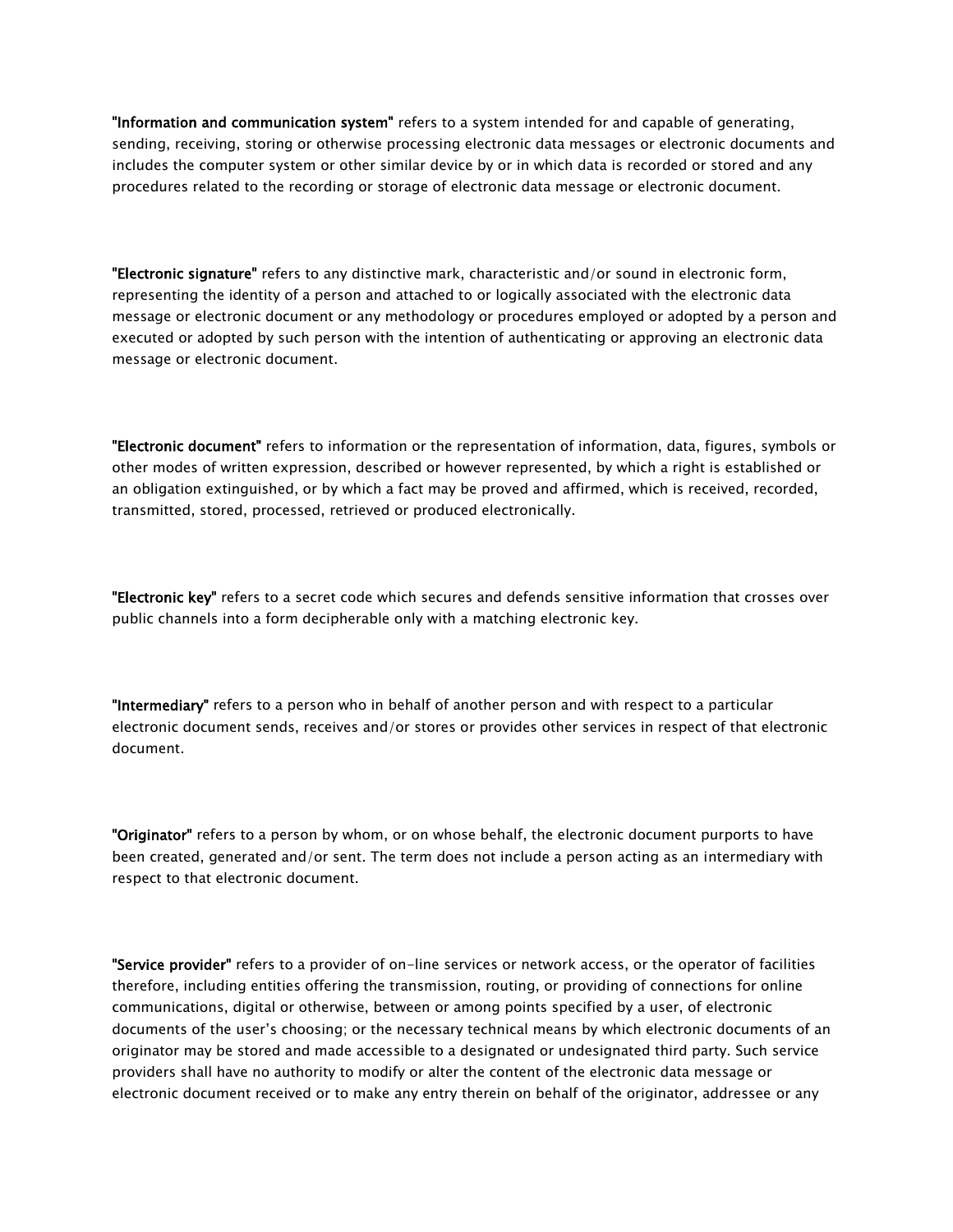**"Information and communication system"** refers to a system intended for and capable of generating, sending, receiving, storing or otherwise processing electronic data messages or electronic documents and includes the computer system or other similar device by or in which data is recorded or stored and any procedures related to the recording or storage of electronic data message or electronic document.

**"Electronic signature"** refers to any distinctive mark, characteristic and/or sound in electronic form, representing the identity of a person and attached to or logically associated with the electronic data message or electronic document or any methodology or procedures employed or adopted by a person and executed or adopted by such person with the intention of authenticating or approving an electronic data message or electronic document.

**"Electronic document"** refers to information or the representation of information, data, figures, symbols or other modes of written expression, described or however represented, by which a right is established or an obligation extinguished, or by which a fact may be proved and affirmed, which is received, recorded, transmitted, stored, processed, retrieved or produced electronically.

**"Electronic key"** refers to a secret code which secures and defends sensitive information that crosses over public channels into a form decipherable only with a matching electronic key.

**"Intermediary"** refers to a person who in behalf of another person and with respect to a particular electronic document sends, receives and/or stores or provides other services in respect of that electronic document.

**"Originator"** refers to a person by whom, or on whose behalf, the electronic document purports to have been created, generated and/or sent. The term does not include a person acting as an intermediary with respect to that electronic document.

**"Service provider"** refers to a provider of on-line services or network access, or the operator of facilities therefore, including entities offering the transmission, routing, or providing of connections for online communications, digital or otherwise, between or among points specified by a user, of electronic documents of the user's choosing; or the necessary technical means by which electronic documents of an originator may be stored and made accessible to a designated or undesignated third party. Such service providers shall have no authority to modify or alter the content of the electronic data message or electronic document received or to make any entry therein on behalf of the originator, addressee or any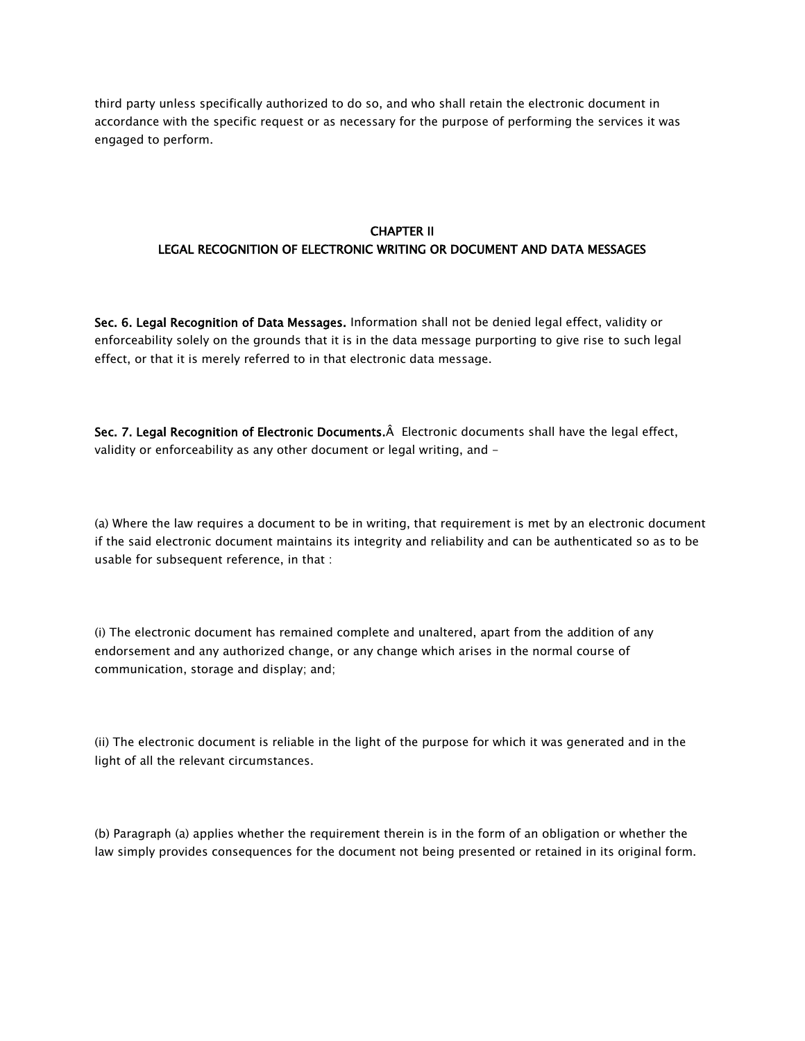third party unless specifically authorized to do so, and who shall retain the electronic document in accordance with the specific request or as necessary for the purpose of performing the services it was engaged to perform.

## CHAPTER II
## LEGAL RECOGNITION OF ELECTRONIC WRITING OR DOCUMENT AND DATA MESSAGES

**Sec. 6. Legal Recognition of Data Messages.** Information shall not be denied legal effect, validity or enforceability solely on the grounds that it is in the data message purporting to give rise to such legal effect, or that it is merely referred to in that electronic data message.

**Sec. 7. Legal Recognition of Electronic Documents.**Â  Electronic documents shall have the legal effect, validity or enforceability as any other document or legal writing, and -

(a) Where the law requires a document to be in writing, that requirement is met by an electronic document if the said electronic document maintains its integrity and reliability and can be authenticated so as to be usable for subsequent reference, in that :

(i) The electronic document has remained complete and unaltered, apart from the addition of any endorsement and any authorized change, or any change which arises in the normal course of communication, storage and display; and;

(ii) The electronic document is reliable in the light of the purpose for which it was generated and in the light of all the relevant circumstances.

(b) Paragraph (a) applies whether the requirement therein is in the form of an obligation or whether the law simply provides consequences for the document not being presented or retained in its original form.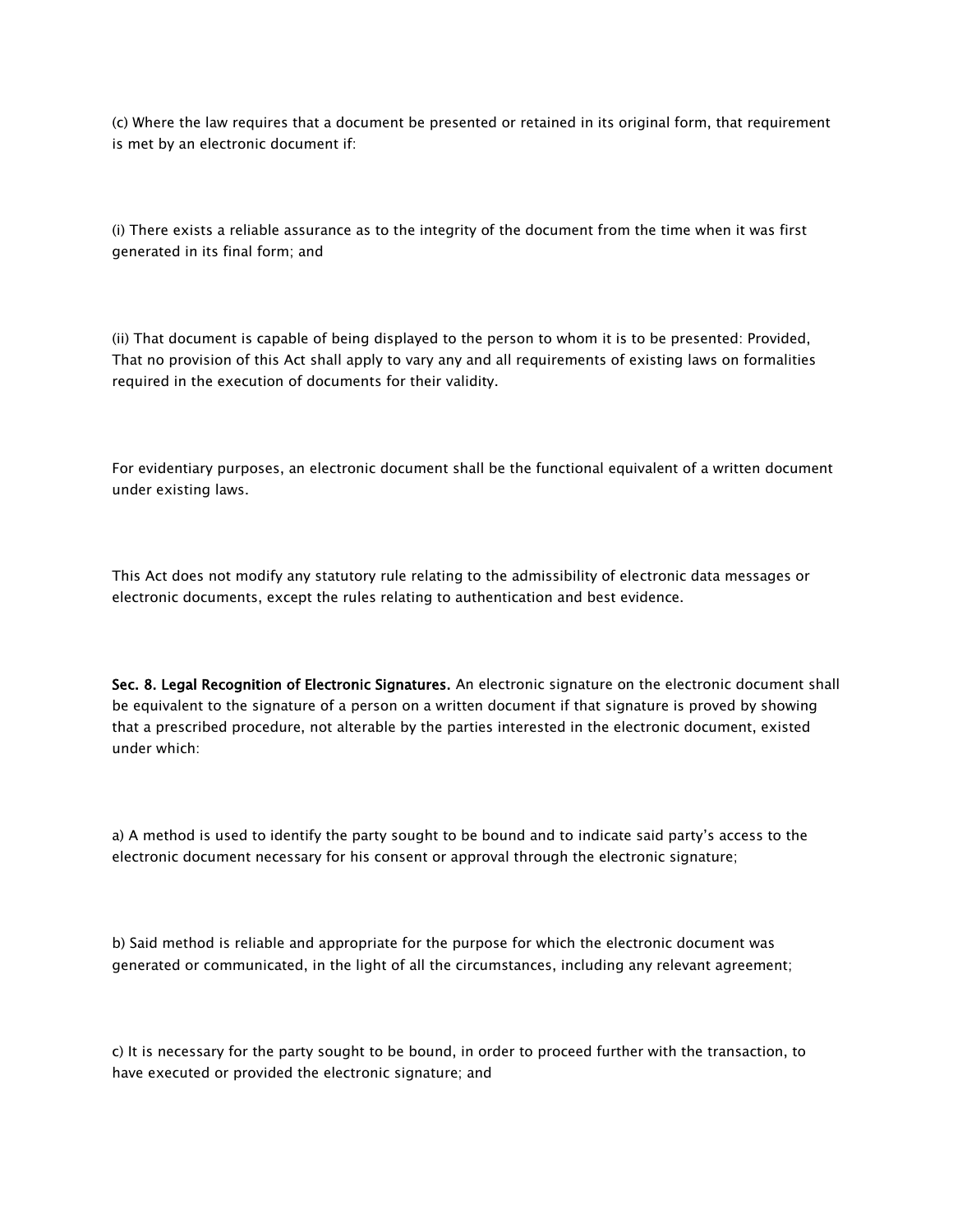(c) Where the law requires that a document be presented or retained in its original form, that requirement is met by an electronic document if:

(i) There exists a reliable assurance as to the integrity of the document from the time when it was first generated in its final form; and

(ii) That document is capable of being displayed to the person to whom it is to be presented: Provided, That no provision of this Act shall apply to vary any and all requirements of existing laws on formalities required in the execution of documents for their validity.

For evidentiary purposes, an electronic document shall be the functional equivalent of a written document under existing laws.

This Act does not modify any statutory rule relating to the admissibility of electronic data messages or electronic documents, except the rules relating to authentication and best evidence.

**Sec. 8. Legal Recognition of Electronic Signatures.** An electronic signature on the electronic document shall be equivalent to the signature of a person on a written document if that signature is proved by showing that a prescribed procedure, not alterable by the parties interested in the electronic document, existed under which:

a) A method is used to identify the party sought to be bound and to indicate said party's access to the electronic document necessary for his consent or approval through the electronic signature;

b) Said method is reliable and appropriate for the purpose for which the electronic document was generated or communicated, in the light of all the circumstances, including any relevant agreement;

c) It is necessary for the party sought to be bound, in order to proceed further with the transaction, to have executed or provided the electronic signature; and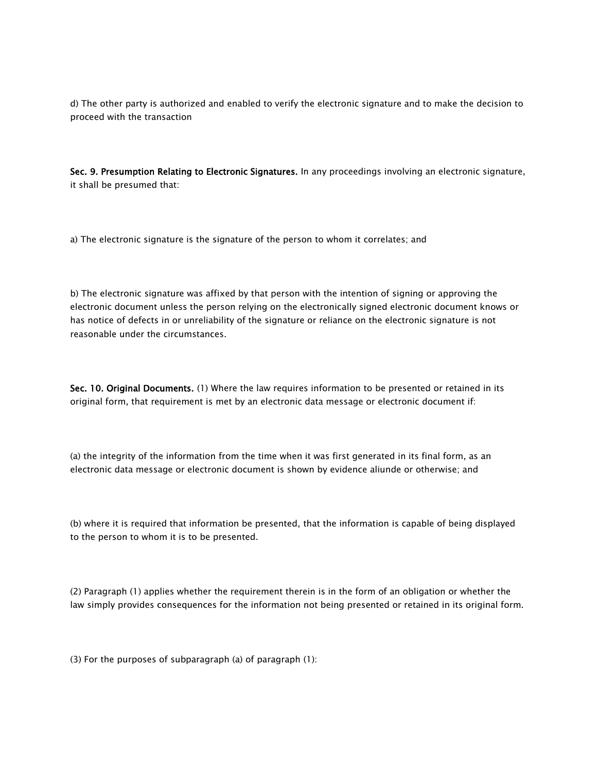d) The other party is authorized and enabled to verify the electronic signature and to make the decision to proceed with the transaction

**Sec. 9. Presumption Relating to Electronic Signatures.** In any proceedings involving an electronic signature, it shall be presumed that:

a) The electronic signature is the signature of the person to whom it correlates; and

b) The electronic signature was affixed by that person with the intention of signing or approving the electronic document unless the person relying on the electronically signed electronic document knows or has notice of defects in or unreliability of the signature or reliance on the electronic signature is not reasonable under the circumstances.

**Sec. 10. Original Documents.** (1) Where the law requires information to be presented or retained in its original form, that requirement is met by an electronic data message or electronic document if:

(a) the integrity of the information from the time when it was first generated in its final form, as an electronic data message or electronic document is shown by evidence aliunde or otherwise; and

(b) where it is required that information be presented, that the information is capable of being displayed to the person to whom it is to be presented.

(2) Paragraph (1) applies whether the requirement therein is in the form of an obligation or whether the law simply provides consequences for the information not being presented or retained in its original form.

(3) For the purposes of subparagraph (a) of paragraph (1):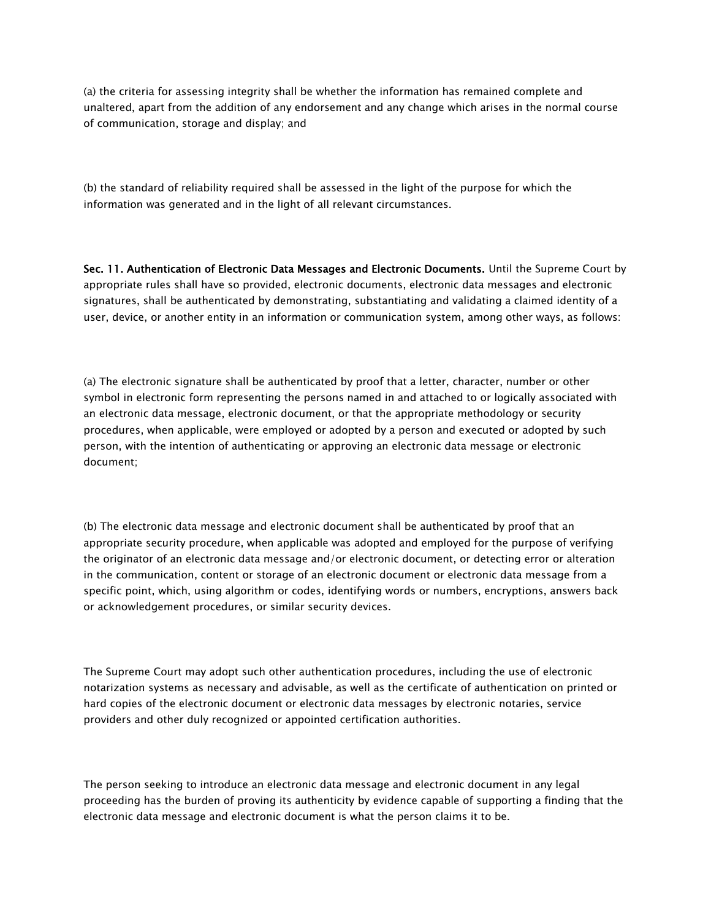(a) the criteria for assessing integrity shall be whether the information has remained complete and unaltered, apart from the addition of any endorsement and any change which arises in the normal course of communication, storage and display; and

(b) the standard of reliability required shall be assessed in the light of the purpose for which the information was generated and in the light of all relevant circumstances.

**Sec. 11. Authentication of Electronic Data Messages and Electronic Documents.** Until the Supreme Court by appropriate rules shall have so provided, electronic documents, electronic data messages and electronic signatures, shall be authenticated by demonstrating, substantiating and validating a claimed identity of a user, device, or another entity in an information or communication system, among other ways, as follows:

(a) The electronic signature shall be authenticated by proof that a letter, character, number or other symbol in electronic form representing the persons named in and attached to or logically associated with an electronic data message, electronic document, or that the appropriate methodology or security procedures, when applicable, were employed or adopted by a person and executed or adopted by such person, with the intention of authenticating or approving an electronic data message or electronic document;

(b) The electronic data message and electronic document shall be authenticated by proof that an appropriate security procedure, when applicable was adopted and employed for the purpose of verifying the originator of an electronic data message and/or electronic document, or detecting error or alteration in the communication, content or storage of an electronic document or electronic data message from a specific point, which, using algorithm or codes, identifying words or numbers, encryptions, answers back or acknowledgement procedures, or similar security devices.

The Supreme Court may adopt such other authentication procedures, including the use of electronic notarization systems as necessary and advisable, as well as the certificate of authentication on printed or hard copies of the electronic document or electronic data messages by electronic notaries, service providers and other duly recognized or appointed certification authorities.

The person seeking to introduce an electronic data message and electronic document in any legal proceeding has the burden of proving its authenticity by evidence capable of supporting a finding that the electronic data message and electronic document is what the person claims it to be.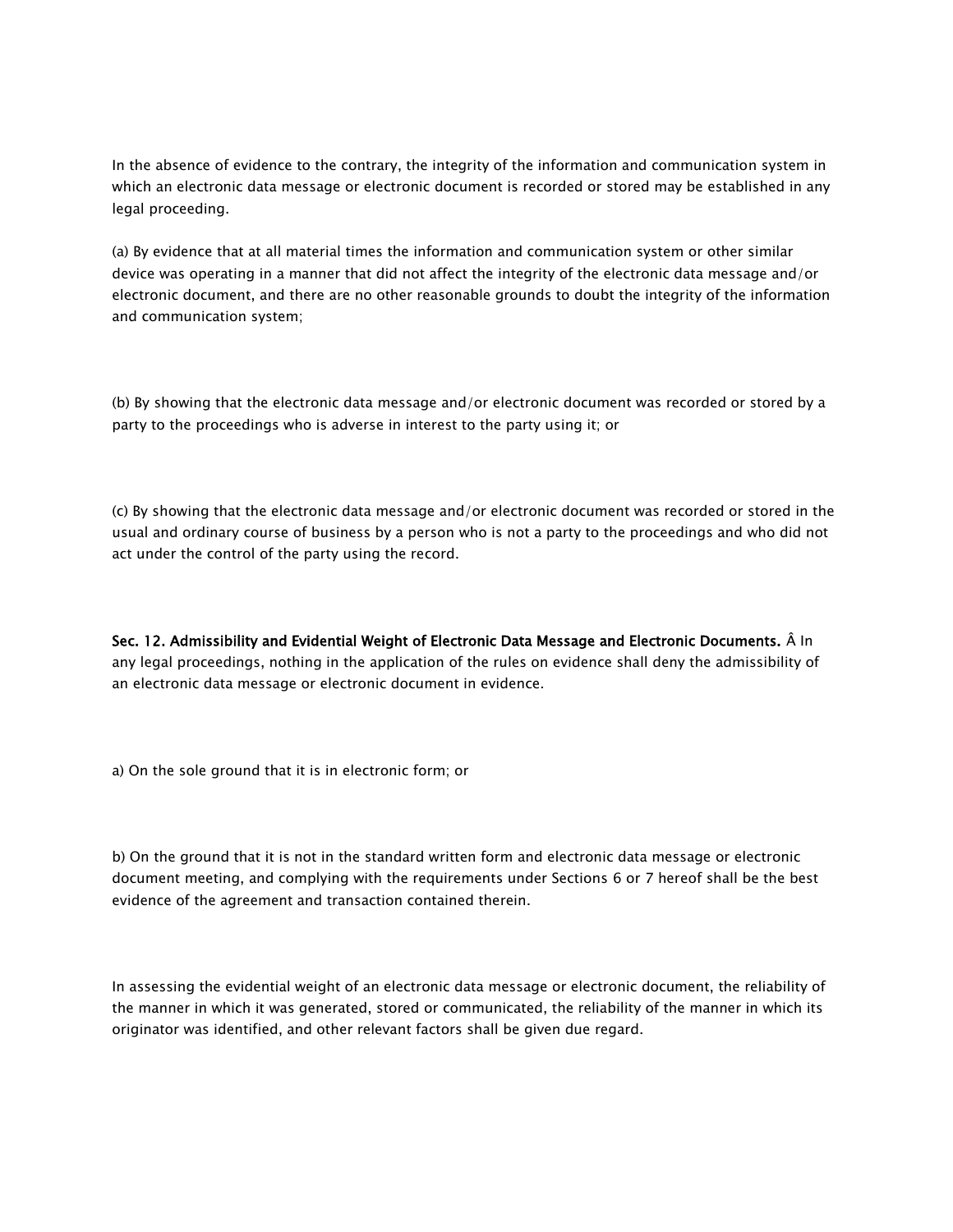In the absence of evidence to the contrary, the integrity of the information and communication system in which an electronic data message or electronic document is recorded or stored may be established in any legal proceeding.

(a) By evidence that at all material times the information and communication system or other similar device was operating in a manner that did not affect the integrity of the electronic data message and/or electronic document, and there are no other reasonable grounds to doubt the integrity of the information and communication system;

(b) By showing that the electronic data message and/or electronic document was recorded or stored by a party to the proceedings who is adverse in interest to the party using it; or

(c) By showing that the electronic data message and/or electronic document was recorded or stored in the usual and ordinary course of business by a person who is not a party to the proceedings and who did not act under the control of the party using the record.

**Sec. 12. Admissibility and Evidential Weight of Electronic Data Message and Electronic Documents.** Â In any legal proceedings, nothing in the application of the rules on evidence shall deny the admissibility of an electronic data message or electronic document in evidence.

a) On the sole ground that it is in electronic form; or

b) On the ground that it is not in the standard written form and electronic data message or electronic document meeting, and complying with the requirements under Sections 6 or 7 hereof shall be the best evidence of the agreement and transaction contained therein.

In assessing the evidential weight of an electronic data message or electronic document, the reliability of the manner in which it was generated, stored or communicated, the reliability of the manner in which its originator was identified, and other relevant factors shall be given due regard.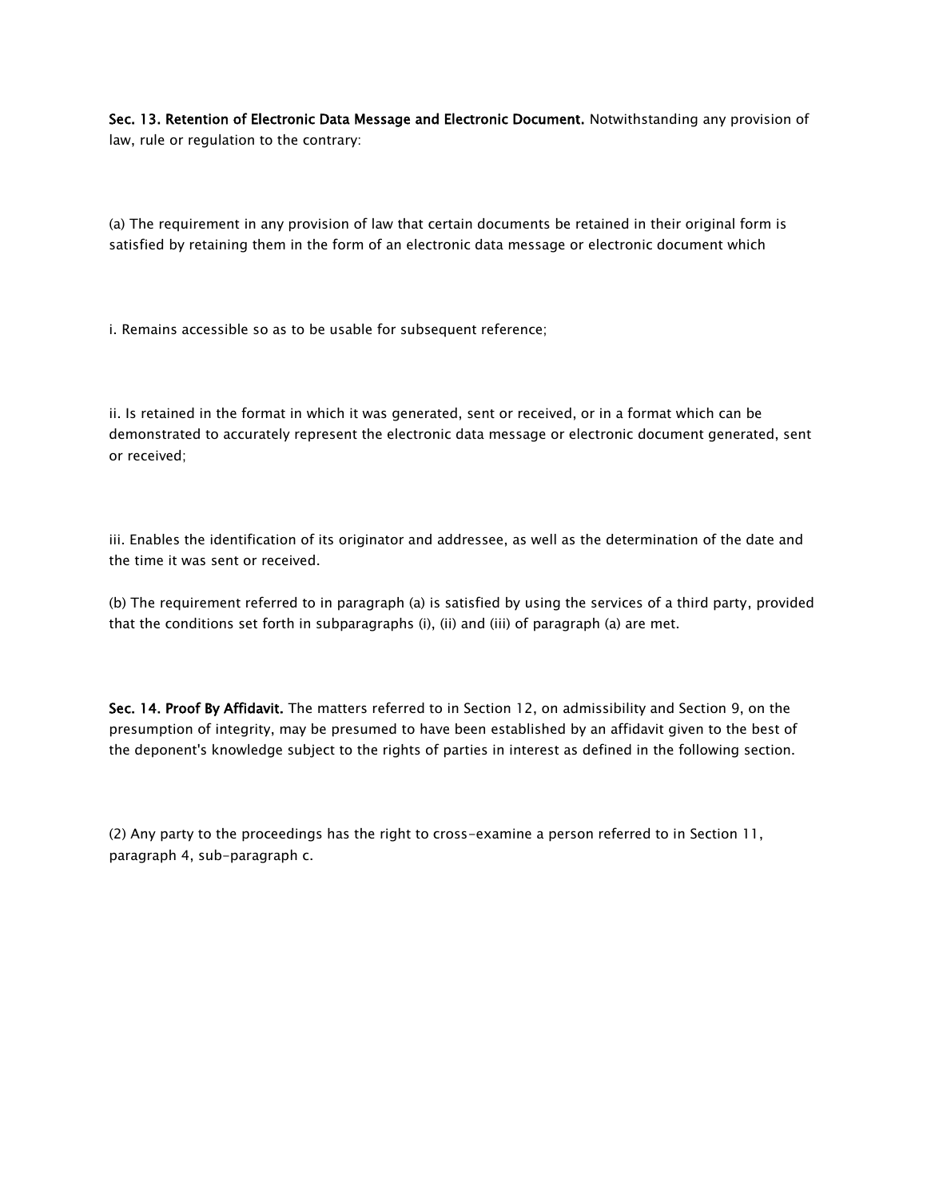**Sec. 13. Retention of Electronic Data Message and Electronic Document.** Notwithstanding any provision of law, rule or regulation to the contrary:

(a) The requirement in any provision of law that certain documents be retained in their original form is satisfied by retaining them in the form of an electronic data message or electronic document which

i. Remains accessible so as to be usable for subsequent reference;

ii. Is retained in the format in which it was generated, sent or received, or in a format which can be demonstrated to accurately represent the electronic data message or electronic document generated, sent or received;

iii. Enables the identification of its originator and addressee, as well as the determination of the date and the time it was sent or received.

(b) The requirement referred to in paragraph (a) is satisfied by using the services of a third party, provided that the conditions set forth in subparagraphs (i), (ii) and (iii) of paragraph (a) are met.

**Sec. 14. Proof By Affidavit.** The matters referred to in Section 12, on admissibility and Section 9, on the presumption of integrity, may be presumed to have been established by an affidavit given to the best of the deponent's knowledge subject to the rights of parties in interest as defined in the following section.

(2) Any party to the proceedings has the right to cross-examine a person referred to in Section 11, paragraph 4, sub-paragraph c.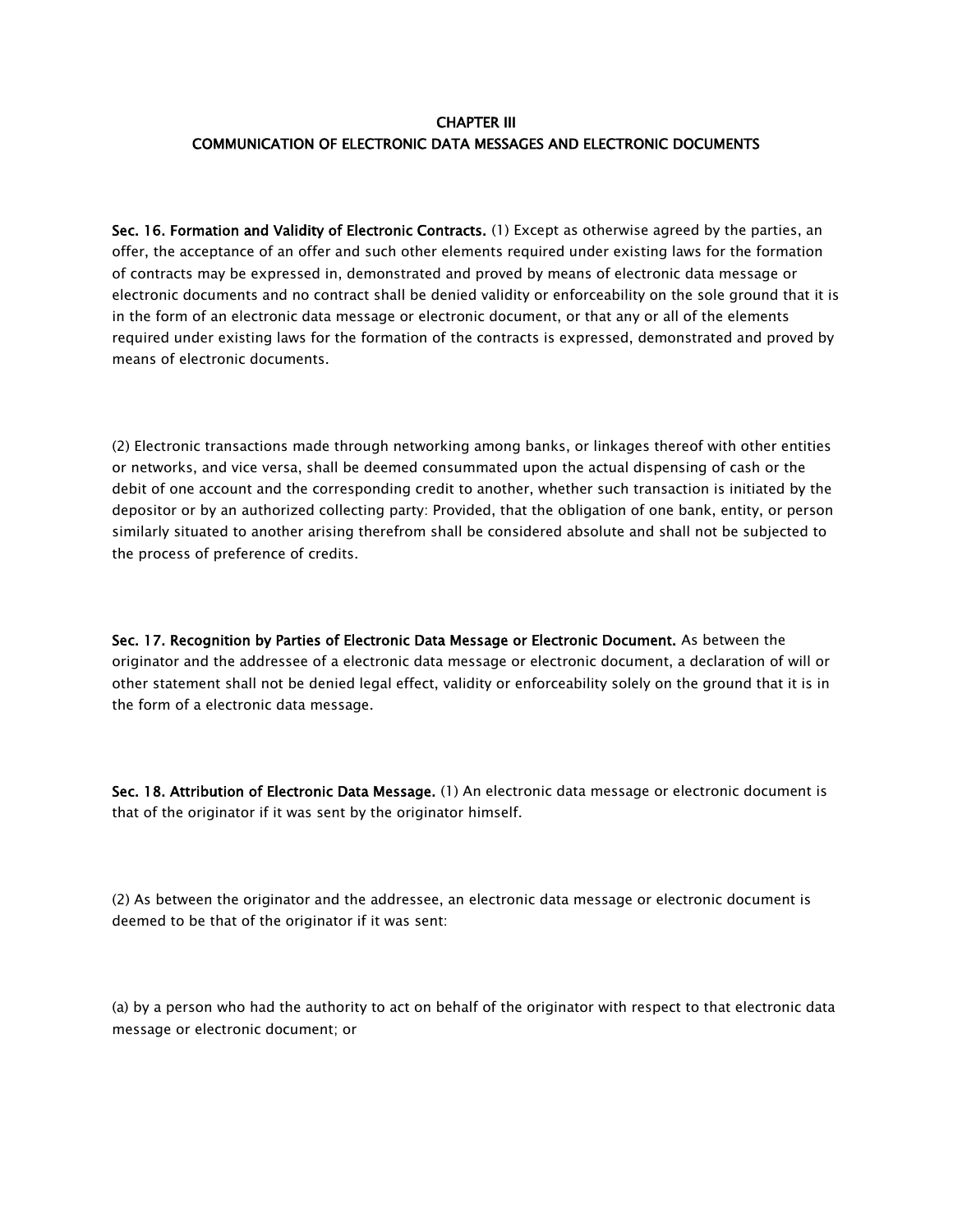## CHAPTER III
## COMMUNICATION OF ELECTRONIC DATA MESSAGES AND ELECTRONIC DOCUMENTS

**Sec. 16. Formation and Validity of Electronic Contracts.** (1) Except as otherwise agreed by the parties, an offer, the acceptance of an offer and such other elements required under existing laws for the formation of contracts may be expressed in, demonstrated and proved by means of electronic data message or electronic documents and no contract shall be denied validity or enforceability on the sole ground that it is in the form of an electronic data message or electronic document, or that any or all of the elements required under existing laws for the formation of the contracts is expressed, demonstrated and proved by means of electronic documents.

(2) Electronic transactions made through networking among banks, or linkages thereof with other entities or networks, and vice versa, shall be deemed consummated upon the actual dispensing of cash or the debit of one account and the corresponding credit to another, whether such transaction is initiated by the depositor or by an authorized collecting party: Provided, that the obligation of one bank, entity, or person similarly situated to another arising therefrom shall be considered absolute and shall not be subjected to the process of preference of credits.

**Sec. 17. Recognition by Parties of Electronic Data Message or Electronic Document.** As between the originator and the addressee of a electronic data message or electronic document, a declaration of will or other statement shall not be denied legal effect, validity or enforceability solely on the ground that it is in the form of a electronic data message.

**Sec. 18. Attribution of Electronic Data Message.** (1) An electronic data message or electronic document is that of the originator if it was sent by the originator himself.

(2) As between the originator and the addressee, an electronic data message or electronic document is deemed to be that of the originator if it was sent:

(a) by a person who had the authority to act on behalf of the originator with respect to that electronic data message or electronic document; or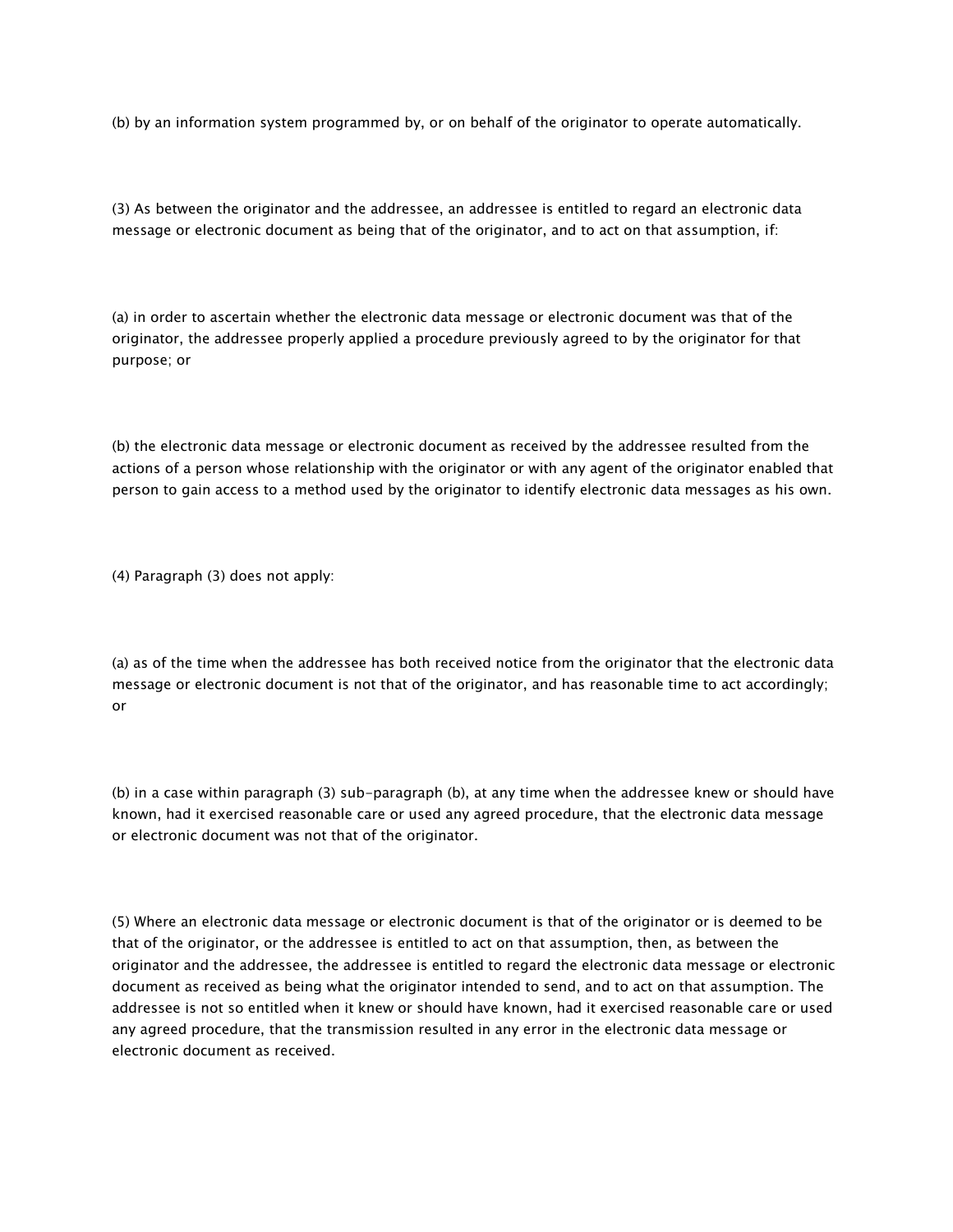(b) by an information system programmed by, or on behalf of the originator to operate automatically.

(3) As between the originator and the addressee, an addressee is entitled to regard an electronic data message or electronic document as being that of the originator, and to act on that assumption, if:

(a) in order to ascertain whether the electronic data message or electronic document was that of the originator, the addressee properly applied a procedure previously agreed to by the originator for that purpose; or

(b) the electronic data message or electronic document as received by the addressee resulted from the actions of a person whose relationship with the originator or with any agent of the originator enabled that person to gain access to a method used by the originator to identify electronic data messages as his own.

(4) Paragraph (3) does not apply:

(a) as of the time when the addressee has both received notice from the originator that the electronic data message or electronic document is not that of the originator, and has reasonable time to act accordingly; or

(b) in a case within paragraph (3) sub-paragraph (b), at any time when the addressee knew or should have known, had it exercised reasonable care or used any agreed procedure, that the electronic data message or electronic document was not that of the originator.

(5) Where an electronic data message or electronic document is that of the originator or is deemed to be that of the originator, or the addressee is entitled to act on that assumption, then, as between the originator and the addressee, the addressee is entitled to regard the electronic data message or electronic document as received as being what the originator intended to send, and to act on that assumption. The addressee is not so entitled when it knew or should have known, had it exercised reasonable care or used any agreed procedure, that the transmission resulted in any error in the electronic data message or electronic document as received.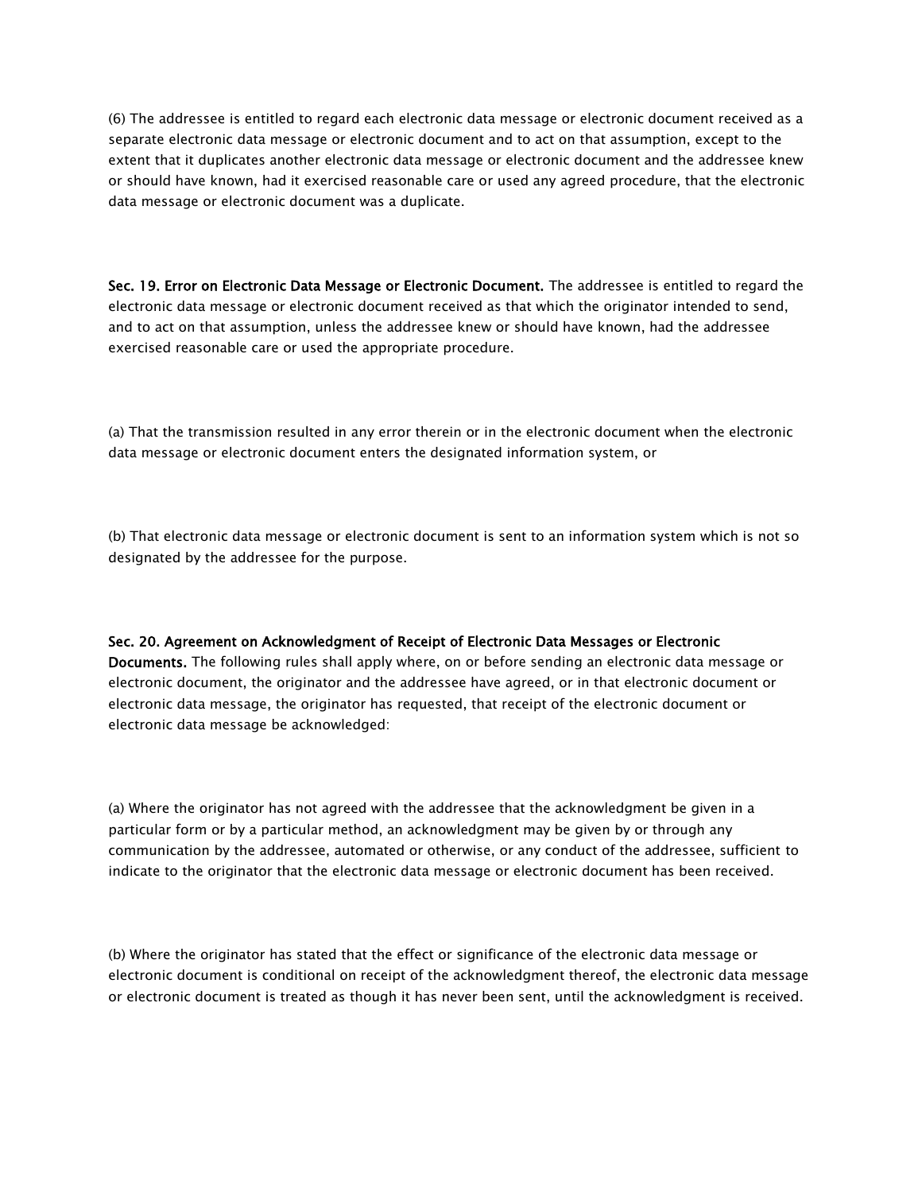(6) The addressee is entitled to regard each electronic data message or electronic document received as a separate electronic data message or electronic document and to act on that assumption, except to the extent that it duplicates another electronic data message or electronic document and the addressee knew or should have known, had it exercised reasonable care or used any agreed procedure, that the electronic data message or electronic document was a duplicate.

**Sec. 19. Error on Electronic Data Message or Electronic Document.** The addressee is entitled to regard the electronic data message or electronic document received as that which the originator intended to send, and to act on that assumption, unless the addressee knew or should have known, had the addressee exercised reasonable care or used the appropriate procedure.

(a) That the transmission resulted in any error therein or in the electronic document when the electronic data message or electronic document enters the designated information system, or

(b) That electronic data message or electronic document is sent to an information system which is not so designated by the addressee for the purpose.

**Sec. 20. Agreement on Acknowledgment of Receipt of Electronic Data Messages or Electronic Documents.** The following rules shall apply where, on or before sending an electronic data message or electronic document, the originator and the addressee have agreed, or in that electronic document or electronic data message, the originator has requested, that receipt of the electronic document or electronic data message be acknowledged:

(a) Where the originator has not agreed with the addressee that the acknowledgment be given in a particular form or by a particular method, an acknowledgment may be given by or through any communication by the addressee, automated or otherwise, or any conduct of the addressee, sufficient to indicate to the originator that the electronic data message or electronic document has been received.

(b) Where the originator has stated that the effect or significance of the electronic data message or electronic document is conditional on receipt of the acknowledgment thereof, the electronic data message or electronic document is treated as though it has never been sent, until the acknowledgment is received.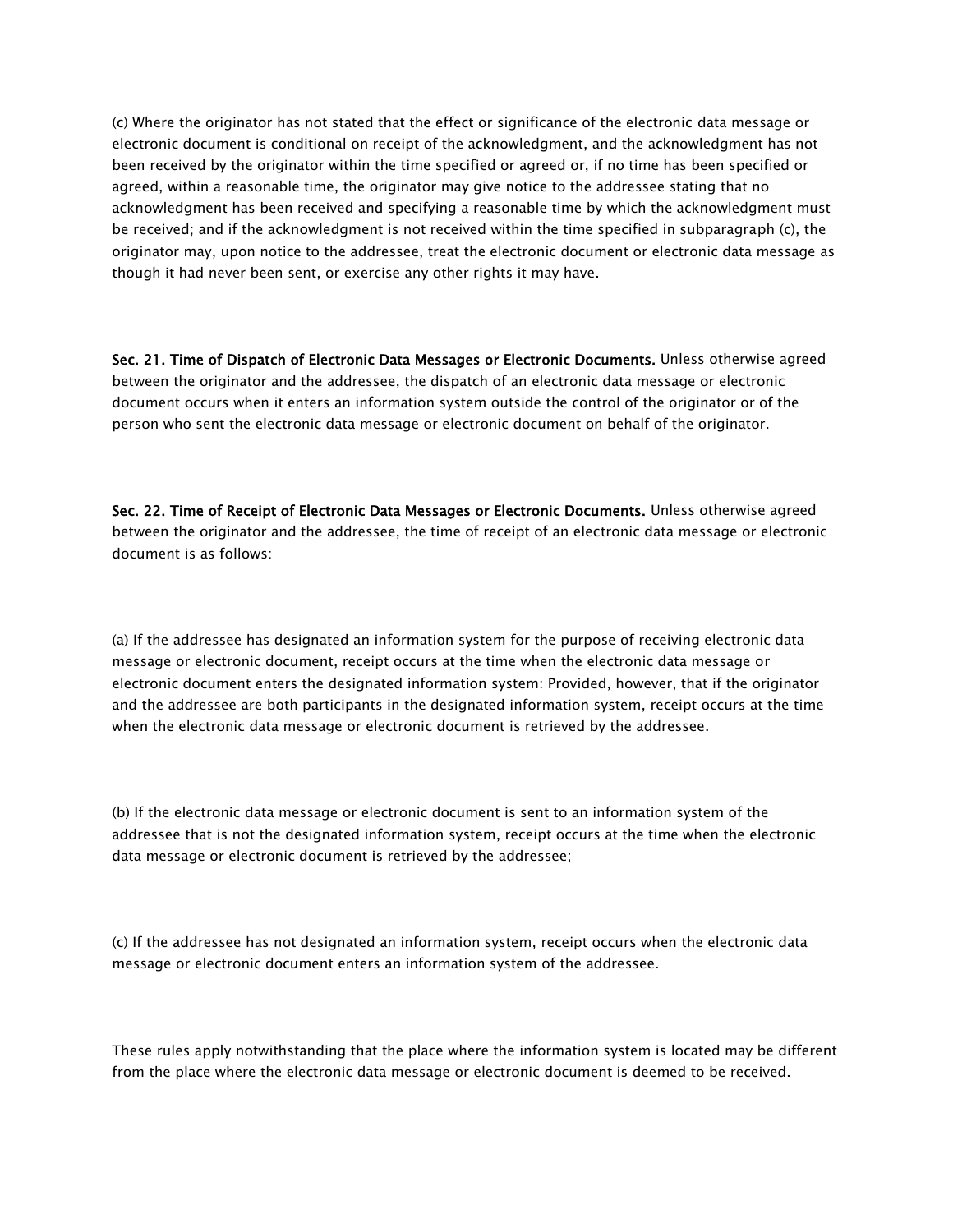(c) Where the originator has not stated that the effect or significance of the electronic data message or electronic document is conditional on receipt of the acknowledgment, and the acknowledgment has not been received by the originator within the time specified or agreed or, if no time has been specified or agreed, within a reasonable time, the originator may give notice to the addressee stating that no acknowledgment has been received and specifying a reasonable time by which the acknowledgment must be received; and if the acknowledgment is not received within the time specified in subparagraph (c), the originator may, upon notice to the addressee, treat the electronic document or electronic data message as though it had never been sent, or exercise any other rights it may have.

**Sec. 21. Time of Dispatch of Electronic Data Messages or Electronic Documents.** Unless otherwise agreed between the originator and the addressee, the dispatch of an electronic data message or electronic document occurs when it enters an information system outside the control of the originator or of the person who sent the electronic data message or electronic document on behalf of the originator.

**Sec. 22. Time of Receipt of Electronic Data Messages or Electronic Documents.** Unless otherwise agreed between the originator and the addressee, the time of receipt of an electronic data message or electronic document is as follows:

(a) If the addressee has designated an information system for the purpose of receiving electronic data message or electronic document, receipt occurs at the time when the electronic data message or electronic document enters the designated information system: Provided, however, that if the originator and the addressee are both participants in the designated information system, receipt occurs at the time when the electronic data message or electronic document is retrieved by the addressee.

(b) If the electronic data message or electronic document is sent to an information system of the addressee that is not the designated information system, receipt occurs at the time when the electronic data message or electronic document is retrieved by the addressee;

(c) If the addressee has not designated an information system, receipt occurs when the electronic data message or electronic document enters an information system of the addressee.

These rules apply notwithstanding that the place where the information system is located may be different from the place where the electronic data message or electronic document is deemed to be received.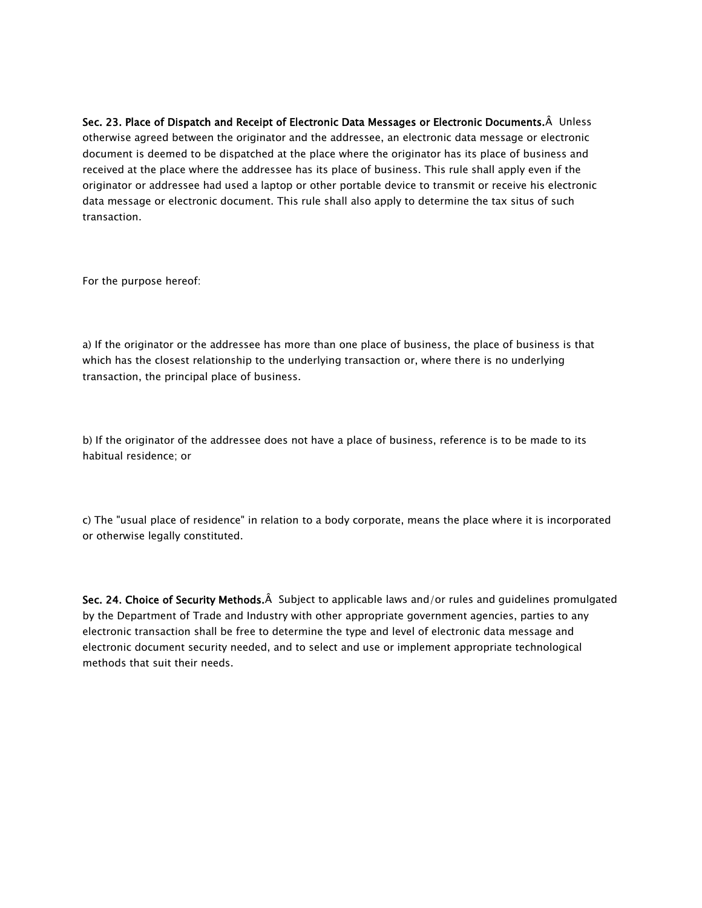**Sec. 23. Place of Dispatch and Receipt of Electronic Data Messages or Electronic Documents.**Â  Unless otherwise agreed between the originator and the addressee, an electronic data message or electronic document is deemed to be dispatched at the place where the originator has its place of business and received at the place where the addressee has its place of business. This rule shall apply even if the originator or addressee had used a laptop or other portable device to transmit or receive his electronic data message or electronic document. This rule shall also apply to determine the tax situs of such transaction.

For the purpose hereof:

a) If the originator or the addressee has more than one place of business, the place of business is that which has the closest relationship to the underlying transaction or, where there is no underlying transaction, the principal place of business.

b) If the originator of the addressee does not have a place of business, reference is to be made to its habitual residence; or

c) The "usual place of residence" in relation to a body corporate, means the place where it is incorporated or otherwise legally constituted.

**Sec. 24. Choice of Security Methods.**Â  Subject to applicable laws and/or rules and guidelines promulgated by the Department of Trade and Industry with other appropriate government agencies, parties to any electronic transaction shall be free to determine the type and level of electronic data message and electronic document security needed, and to select and use or implement appropriate technological methods that suit their needs.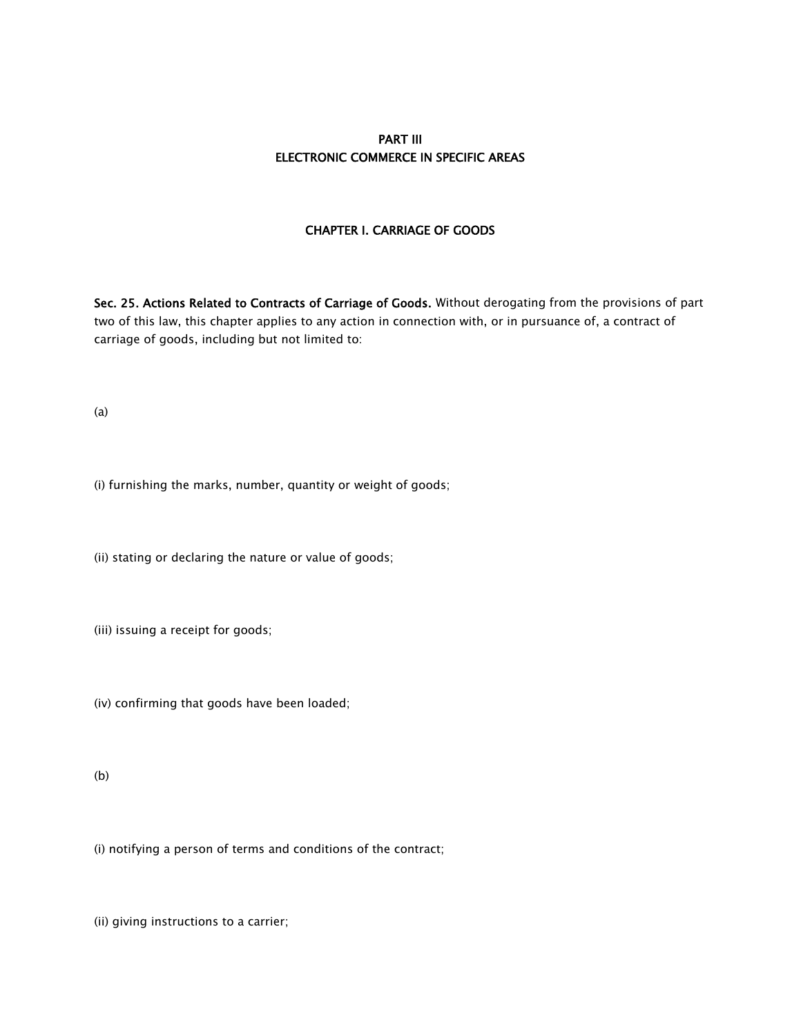# PART III
# ELECTRONIC COMMERCE IN SPECIFIC AREAS

## CHAPTER I. CARRIAGE OF GOODS

**Sec. 25. Actions Related to Contracts of Carriage of Goods.** Without derogating from the provisions of part two of this law, this chapter applies to any action in connection with, or in pursuance of, a contract of carriage of goods, including but not limited to:

(a)

(i) furnishing the marks, number, quantity or weight of goods;

(ii) stating or declaring the nature or value of goods;

(iii) issuing a receipt for goods;

(iv) confirming that goods have been loaded;

(b)

(i) notifying a person of terms and conditions of the contract;

(ii) giving instructions to a carrier;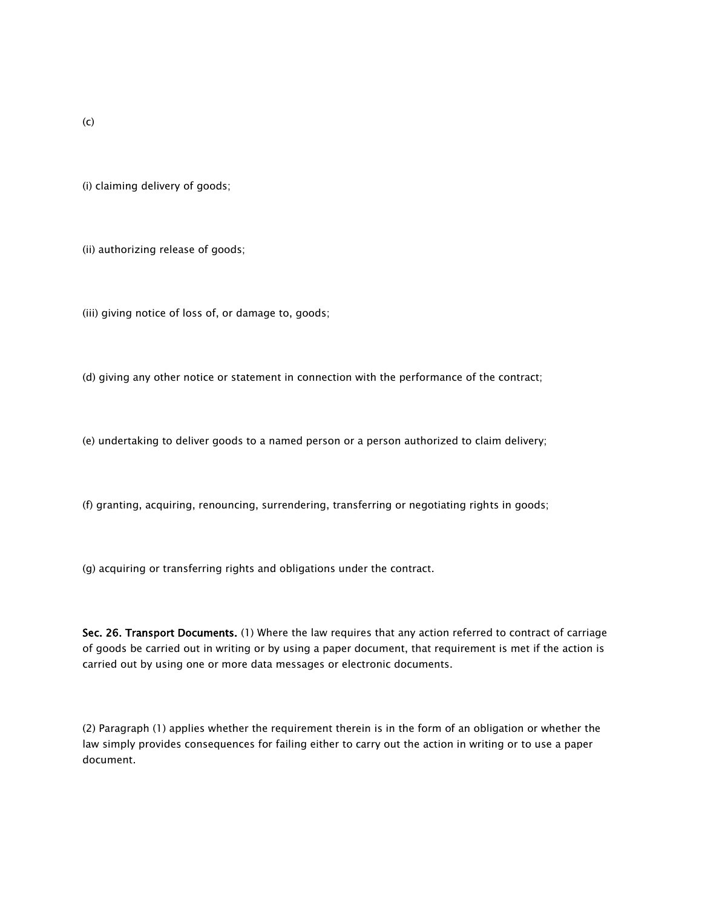(c)

(i) claiming delivery of goods;

(ii) authorizing release of goods;

(iii) giving notice of loss of, or damage to, goods;

(d) giving any other notice or statement in connection with the performance of the contract;

(e) undertaking to deliver goods to a named person or a person authorized to claim delivery;

(f) granting, acquiring, renouncing, surrendering, transferring or negotiating rights in goods;

(g) acquiring or transferring rights and obligations under the contract.

**Sec. 26. Transport Documents.** (1) Where the law requires that any action referred to contract of carriage of goods be carried out in writing or by using a paper document, that requirement is met if the action is carried out by using one or more data messages or electronic documents.

(2) Paragraph (1) applies whether the requirement therein is in the form of an obligation or whether the law simply provides consequences for failing either to carry out the action in writing or to use a paper document.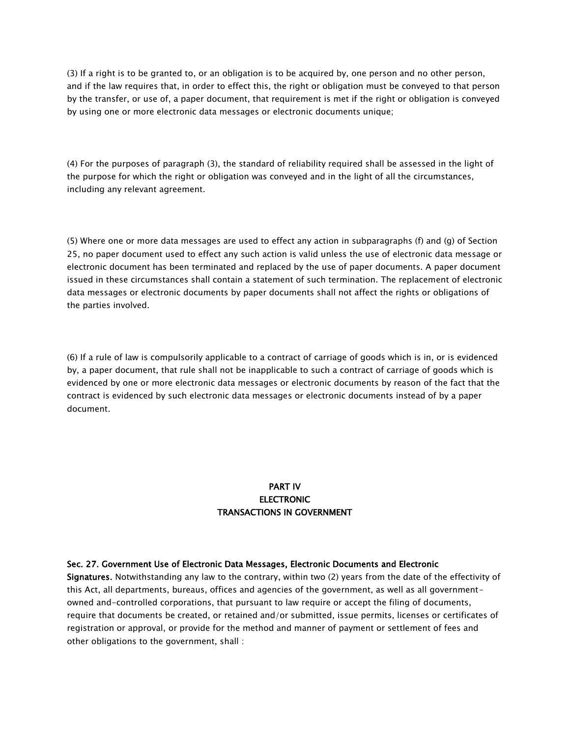(3) If a right is to be granted to, or an obligation is to be acquired by, one person and no other person, and if the law requires that, in order to effect this, the right or obligation must be conveyed to that person by the transfer, or use of, a paper document, that requirement is met if the right or obligation is conveyed by using one or more electronic data messages or electronic documents unique;

(4) For the purposes of paragraph (3), the standard of reliability required shall be assessed in the light of the purpose for which the right or obligation was conveyed and in the light of all the circumstances, including any relevant agreement.

(5) Where one or more data messages are used to effect any action in subparagraphs (f) and (g) of Section 25, no paper document used to effect any such action is valid unless the use of electronic data message or electronic document has been terminated and replaced by the use of paper documents. A paper document issued in these circumstances shall contain a statement of such termination. The replacement of electronic data messages or electronic documents by paper documents shall not affect the rights or obligations of the parties involved.

(6) If a rule of law is compulsorily applicable to a contract of carriage of goods which is in, or is evidenced by, a paper document, that rule shall not be inapplicable to such a contract of carriage of goods which is evidenced by one or more electronic data messages or electronic documents by reason of the fact that the contract is evidenced by such electronic data messages or electronic documents instead of by a paper document.

## PART IV
## ELECTRONIC
## TRANSACTIONS IN GOVERNMENT

**Sec. 27. Government Use of Electronic Data Messages, Electronic Documents and Electronic Signatures.** Notwithstanding any law to the contrary, within two (2) years from the date of the effectivity of this Act, all departments, bureaus, offices and agencies of the government, as well as all government-owned and-controlled corporations, that pursuant to law require or accept the filing of documents, require that documents be created, or retained and/or submitted, issue permits, licenses or certificates of registration or approval, or provide for the method and manner of payment or settlement of fees and other obligations to the government, shall :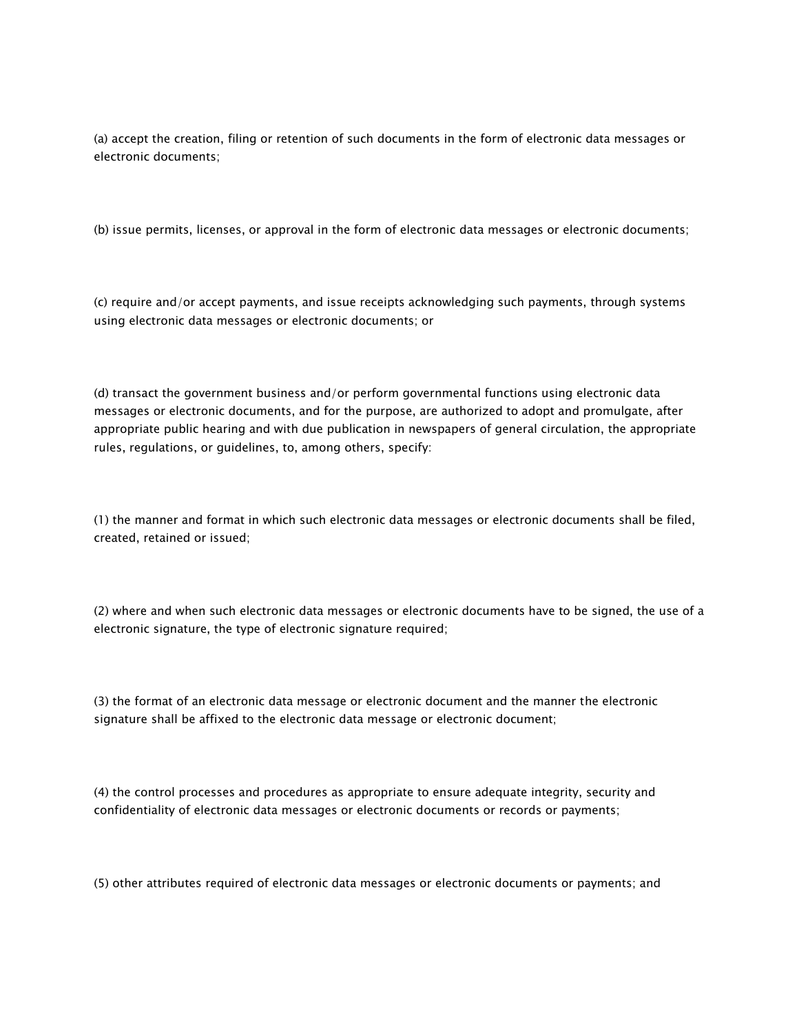(a) accept the creation, filing or retention of such documents in the form of electronic data messages or electronic documents;

(b) issue permits, licenses, or approval in the form of electronic data messages or electronic documents;

(c) require and/or accept payments, and issue receipts acknowledging such payments, through systems using electronic data messages or electronic documents; or

(d) transact the government business and/or perform governmental functions using electronic data messages or electronic documents, and for the purpose, are authorized to adopt and promulgate, after appropriate public hearing and with due publication in newspapers of general circulation, the appropriate rules, regulations, or guidelines, to, among others, specify:

(1) the manner and format in which such electronic data messages or electronic documents shall be filed, created, retained or issued;

(2) where and when such electronic data messages or electronic documents have to be signed, the use of a electronic signature, the type of electronic signature required;

(3) the format of an electronic data message or electronic document and the manner the electronic signature shall be affixed to the electronic data message or electronic document;

(4) the control processes and procedures as appropriate to ensure adequate integrity, security and confidentiality of electronic data messages or electronic documents or records or payments;

(5) other attributes required of electronic data messages or electronic documents or payments; and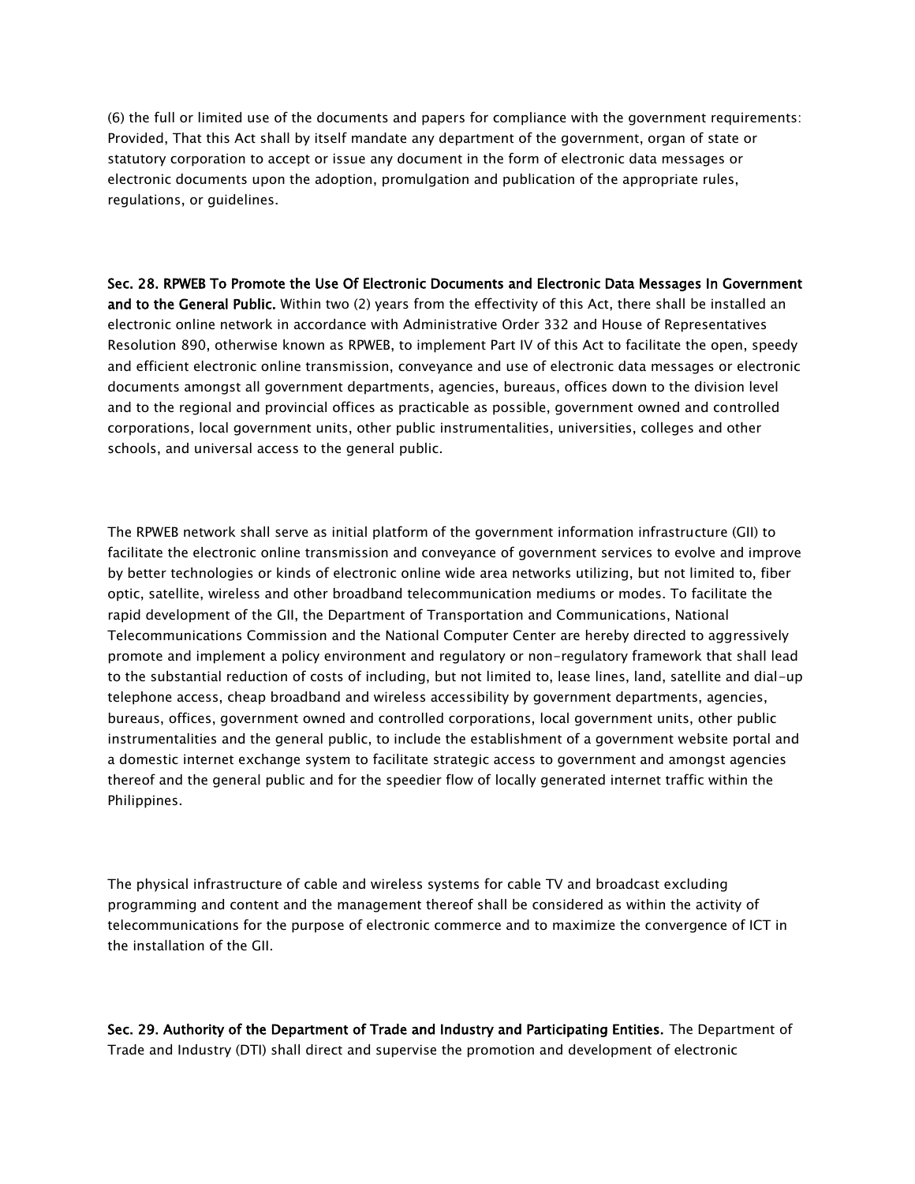(6) the full or limited use of the documents and papers for compliance with the government requirements: Provided, That this Act shall by itself mandate any department of the government, organ of state or statutory corporation to accept or issue any document in the form of electronic data messages or electronic documents upon the adoption, promulgation and publication of the appropriate rules, regulations, or guidelines.

**Sec. 28. RPWEB To Promote the Use Of Electronic Documents and Electronic Data Messages In Government and to the General Public.** Within two (2) years from the effectivity of this Act, there shall be installed an electronic online network in accordance with Administrative Order 332 and House of Representatives Resolution 890, otherwise known as RPWEB, to implement Part IV of this Act to facilitate the open, speedy and efficient electronic online transmission, conveyance and use of electronic data messages or electronic documents amongst all government departments, agencies, bureaus, offices down to the division level and to the regional and provincial offices as practicable as possible, government owned and controlled corporations, local government units, other public instrumentalities, universities, colleges and other schools, and universal access to the general public.

The RPWEB network shall serve as initial platform of the government information infrastructure (GII) to facilitate the electronic online transmission and conveyance of government services to evolve and improve by better technologies or kinds of electronic online wide area networks utilizing, but not limited to, fiber optic, satellite, wireless and other broadband telecommunication mediums or modes. To facilitate the rapid development of the GII, the Department of Transportation and Communications, National Telecommunications Commission and the National Computer Center are hereby directed to aggressively promote and implement a policy environment and regulatory or non-regulatory framework that shall lead to the substantial reduction of costs of including, but not limited to, lease lines, land, satellite and dial-up telephone access, cheap broadband and wireless accessibility by government departments, agencies, bureaus, offices, government owned and controlled corporations, local government units, other public instrumentalities and the general public, to include the establishment of a government website portal and a domestic internet exchange system to facilitate strategic access to government and amongst agencies thereof and the general public and for the speedier flow of locally generated internet traffic within the Philippines.

The physical infrastructure of cable and wireless systems for cable TV and broadcast excluding programming and content and the management thereof shall be considered as within the activity of telecommunications for the purpose of electronic commerce and to maximize the convergence of ICT in the installation of the GII.

**Sec. 29. Authority of the Department of Trade and Industry and Participating Entities.** The Department of Trade and Industry (DTI) shall direct and supervise the promotion and development of electronic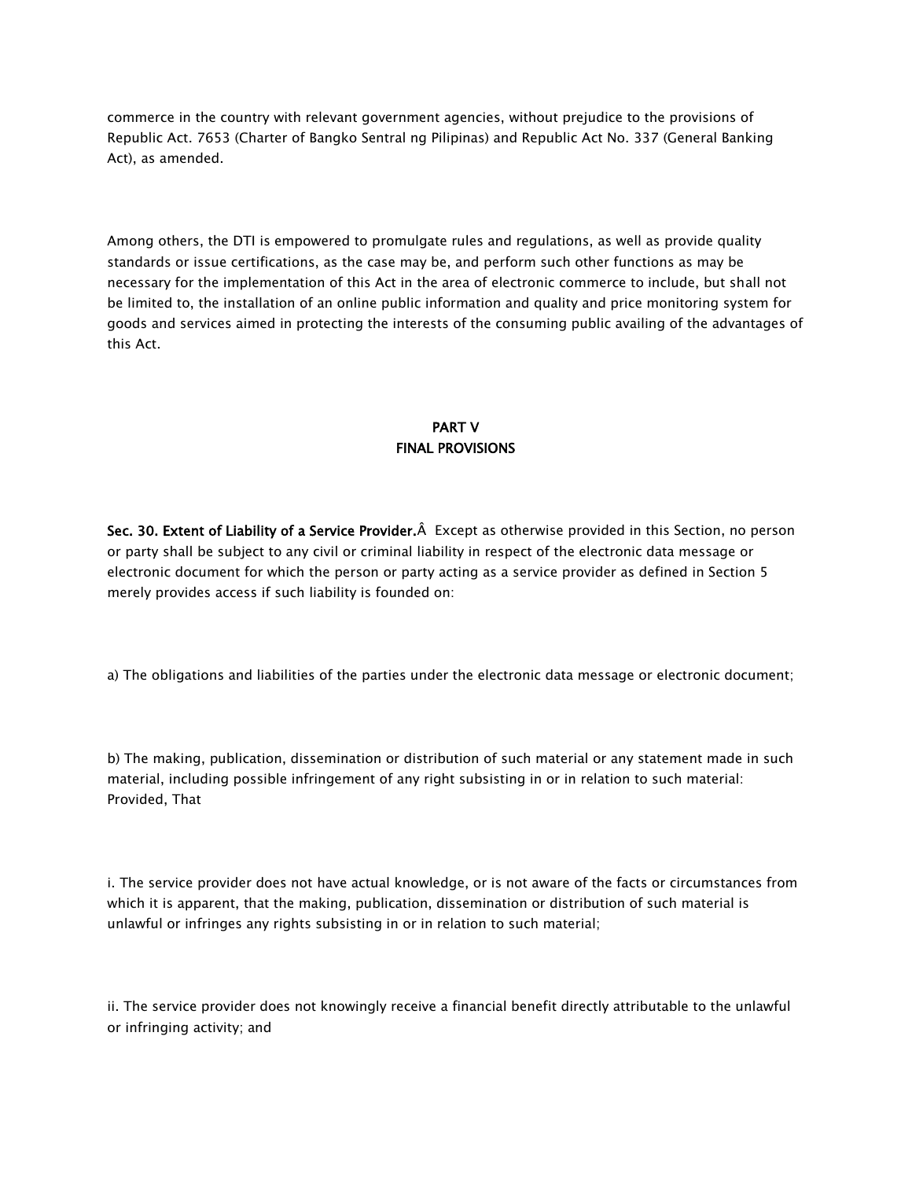commerce in the country with relevant government agencies, without prejudice to the provisions of Republic Act. 7653 (Charter of Bangko Sentral ng Pilipinas) and Republic Act No. 337 (General Banking Act), as amended.

Among others, the DTI is empowered to promulgate rules and regulations, as well as provide quality standards or issue certifications, as the case may be, and perform such other functions as may be necessary for the implementation of this Act in the area of electronic commerce to include, but shall not be limited to, the installation of an online public information and quality and price monitoring system for goods and services aimed in protecting the interests of the consuming public availing of the advantages of this Act.

## PART V
## FINAL PROVISIONS

**Sec. 30. Extent of Liability of a Service Provider.**Â  Except as otherwise provided in this Section, no person or party shall be subject to any civil or criminal liability in respect of the electronic data message or electronic document for which the person or party acting as a service provider as defined in Section 5 merely provides access if such liability is founded on:

a) The obligations and liabilities of the parties under the electronic data message or electronic document;

b) The making, publication, dissemination or distribution of such material or any statement made in such material, including possible infringement of any right subsisting in or in relation to such material: Provided, That

i. The service provider does not have actual knowledge, or is not aware of the facts or circumstances from which it is apparent, that the making, publication, dissemination or distribution of such material is unlawful or infringes any rights subsisting in or in relation to such material;

ii. The service provider does not knowingly receive a financial benefit directly attributable to the unlawful or infringing activity; and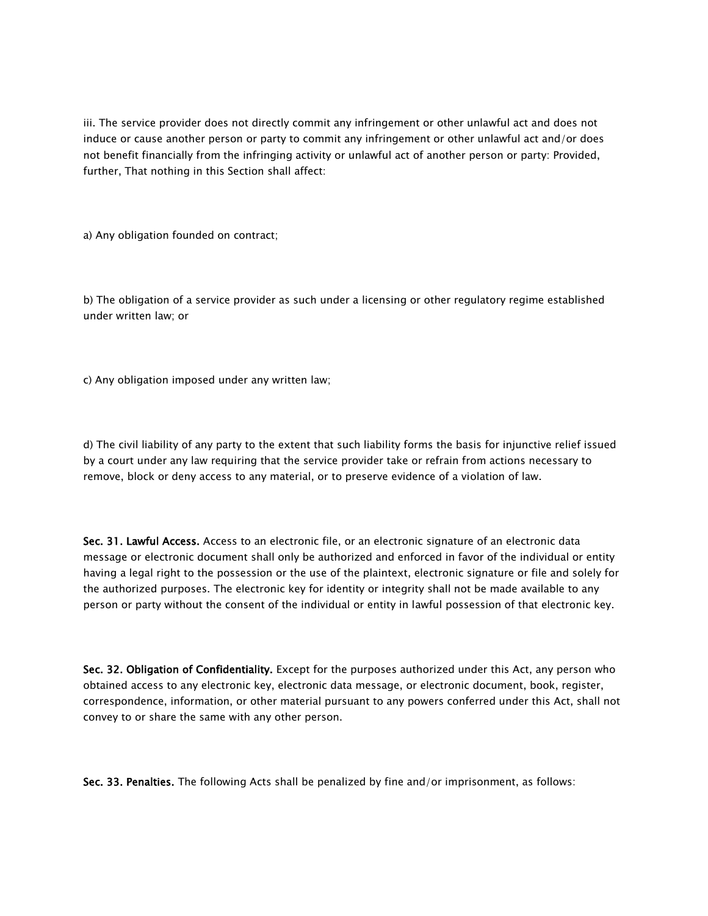iii. The service provider does not directly commit any infringement or other unlawful act and does not induce or cause another person or party to commit any infringement or other unlawful act and/or does not benefit financially from the infringing activity or unlawful act of another person or party: Provided, further, That nothing in this Section shall affect:

a) Any obligation founded on contract;

b) The obligation of a service provider as such under a licensing or other regulatory regime established under written law; or

c) Any obligation imposed under any written law;

d) The civil liability of any party to the extent that such liability forms the basis for injunctive relief issued by a court under any law requiring that the service provider take or refrain from actions necessary to remove, block or deny access to any material, or to preserve evidence of a violation of law.

**Sec. 31. Lawful Access.** Access to an electronic file, or an electronic signature of an electronic data message or electronic document shall only be authorized and enforced in favor of the individual or entity having a legal right to the possession or the use of the plaintext, electronic signature or file and solely for the authorized purposes. The electronic key for identity or integrity shall not be made available to any person or party without the consent of the individual or entity in lawful possession of that electronic key.

**Sec. 32. Obligation of Confidentiality.** Except for the purposes authorized under this Act, any person who obtained access to any electronic key, electronic data message, or electronic document, book, register, correspondence, information, or other material pursuant to any powers conferred under this Act, shall not convey to or share the same with any other person.

**Sec. 33. Penalties.** The following Acts shall be penalized by fine and/or imprisonment, as follows: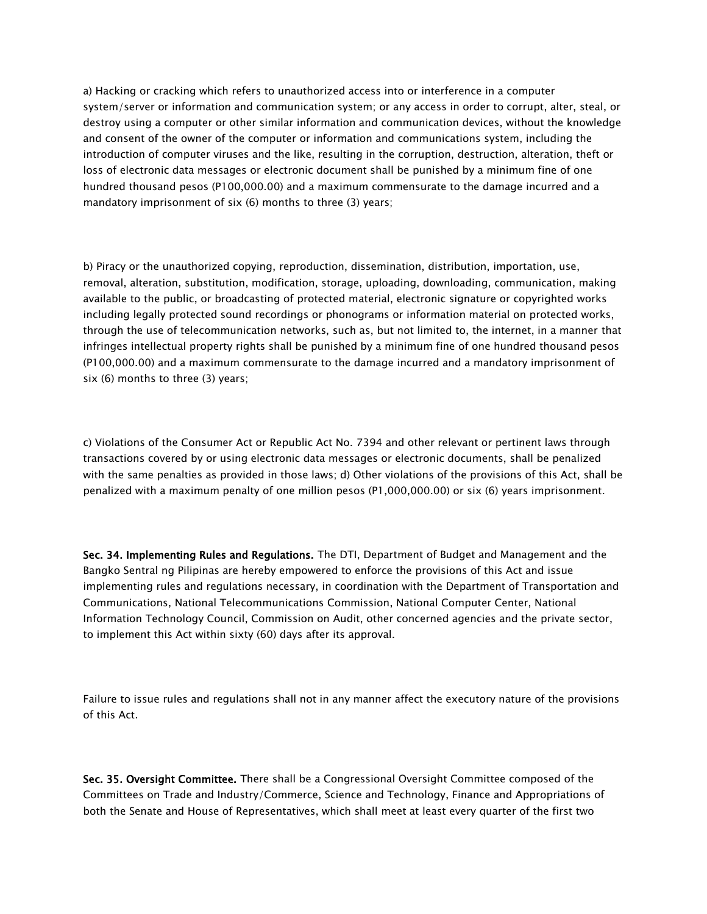a) Hacking or cracking which refers to unauthorized access into or interference in a computer system/server or information and communication system; or any access in order to corrupt, alter, steal, or destroy using a computer or other similar information and communication devices, without the knowledge and consent of the owner of the computer or information and communications system, including the introduction of computer viruses and the like, resulting in the corruption, destruction, alteration, theft or loss of electronic data messages or electronic document shall be punished by a minimum fine of one hundred thousand pesos (P100,000.00) and a maximum commensurate to the damage incurred and a mandatory imprisonment of six (6) months to three (3) years;

b) Piracy or the unauthorized copying, reproduction, dissemination, distribution, importation, use, removal, alteration, substitution, modification, storage, uploading, downloading, communication, making available to the public, or broadcasting of protected material, electronic signature or copyrighted works including legally protected sound recordings or phonograms or information material on protected works, through the use of telecommunication networks, such as, but not limited to, the internet, in a manner that infringes intellectual property rights shall be punished by a minimum fine of one hundred thousand pesos (P100,000.00) and a maximum commensurate to the damage incurred and a mandatory imprisonment of six (6) months to three (3) years;

c) Violations of the Consumer Act or Republic Act No. 7394 and other relevant or pertinent laws through transactions covered by or using electronic data messages or electronic documents, shall be penalized with the same penalties as provided in those laws; d) Other violations of the provisions of this Act, shall be penalized with a maximum penalty of one million pesos (P1,000,000.00) or six (6) years imprisonment.

**Sec. 34. Implementing Rules and Regulations.** The DTI, Department of Budget and Management and the Bangko Sentral ng Pilipinas are hereby empowered to enforce the provisions of this Act and issue implementing rules and regulations necessary, in coordination with the Department of Transportation and Communications, National Telecommunications Commission, National Computer Center, National Information Technology Council, Commission on Audit, other concerned agencies and the private sector, to implement this Act within sixty (60) days after its approval.

Failure to issue rules and regulations shall not in any manner affect the executory nature of the provisions of this Act.

**Sec. 35. Oversight Committee.** There shall be a Congressional Oversight Committee composed of the Committees on Trade and Industry/Commerce, Science and Technology, Finance and Appropriations of both the Senate and House of Representatives, which shall meet at least every quarter of the first two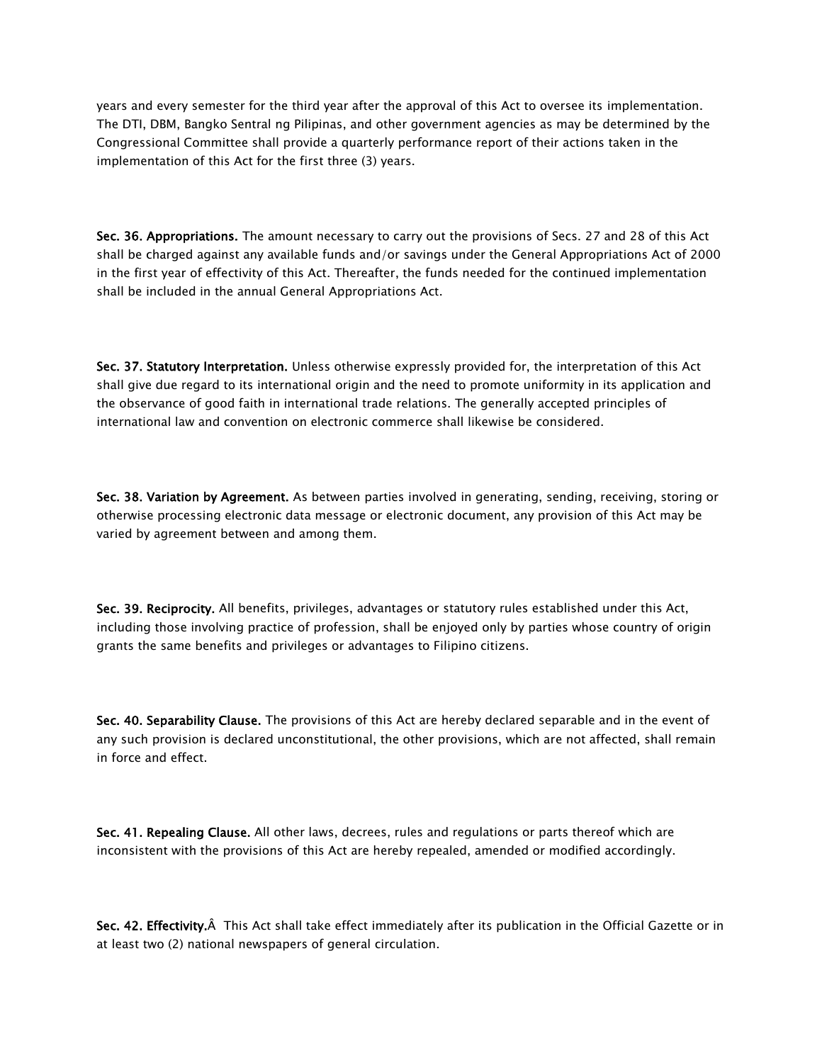years and every semester for the third year after the approval of this Act to oversee its implementation. The DTI, DBM, Bangko Sentral ng Pilipinas, and other government agencies as may be determined by the Congressional Committee shall provide a quarterly performance report of their actions taken in the implementation of this Act for the first three (3) years.

**Sec. 36. Appropriations.** The amount necessary to carry out the provisions of Secs. 27 and 28 of this Act shall be charged against any available funds and/or savings under the General Appropriations Act of 2000 in the first year of effectivity of this Act. Thereafter, the funds needed for the continued implementation shall be included in the annual General Appropriations Act.

**Sec. 37. Statutory Interpretation.** Unless otherwise expressly provided for, the interpretation of this Act shall give due regard to its international origin and the need to promote uniformity in its application and the observance of good faith in international trade relations. The generally accepted principles of international law and convention on electronic commerce shall likewise be considered.

**Sec. 38. Variation by Agreement.** As between parties involved in generating, sending, receiving, storing or otherwise processing electronic data message or electronic document, any provision of this Act may be varied by agreement between and among them.

**Sec. 39. Reciprocity.** All benefits, privileges, advantages or statutory rules established under this Act, including those involving practice of profession, shall be enjoyed only by parties whose country of origin grants the same benefits and privileges or advantages to Filipino citizens.

**Sec. 40. Separability Clause.** The provisions of this Act are hereby declared separable and in the event of any such provision is declared unconstitutional, the other provisions, which are not affected, shall remain in force and effect.

**Sec. 41. Repealing Clause.** All other laws, decrees, rules and regulations or parts thereof which are inconsistent with the provisions of this Act are hereby repealed, amended or modified accordingly.

**Sec. 42. Effectivity.**Â This Act shall take effect immediately after its publication in the Official Gazette or in at least two (2) national newspapers of general circulation.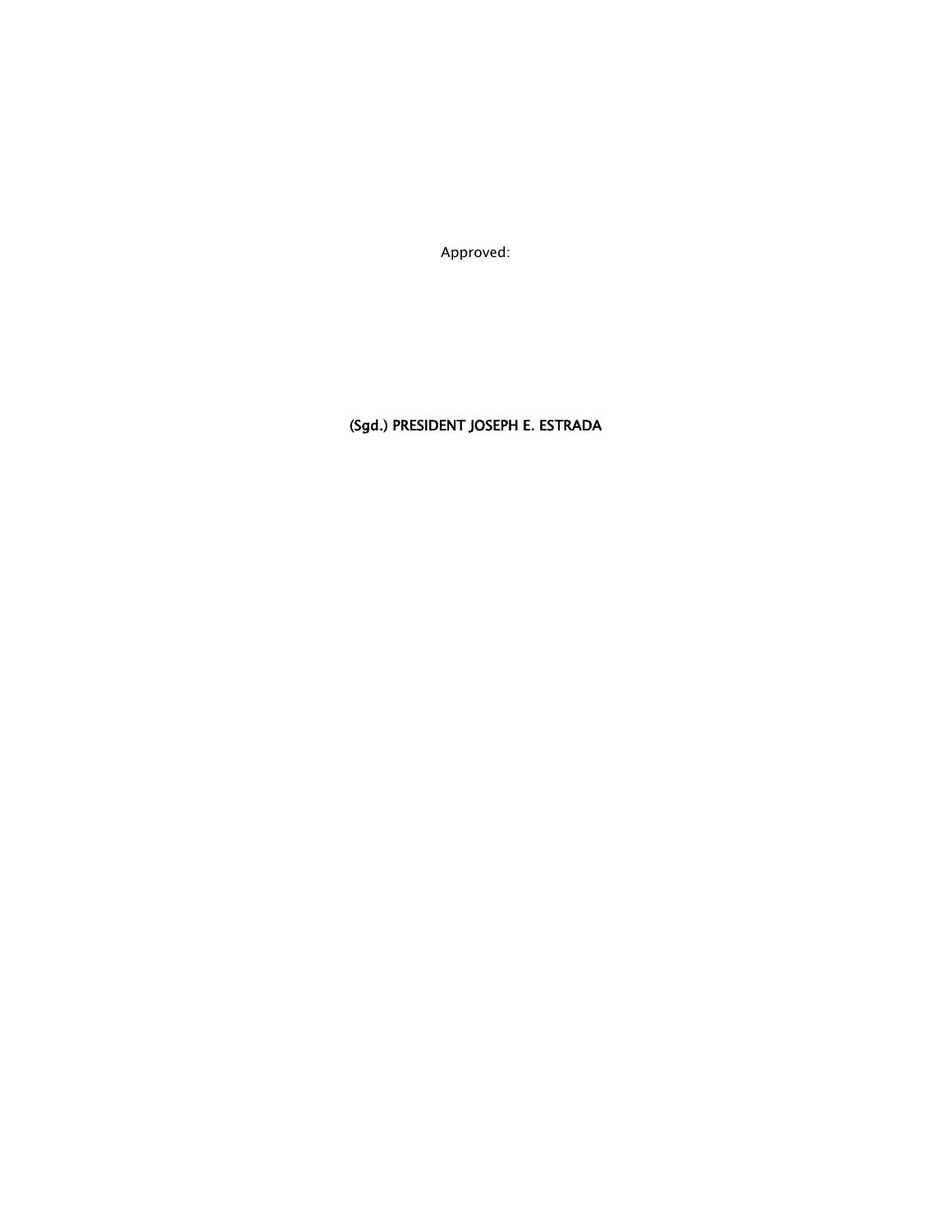Approved:

**(Sgd.) PRESIDENT JOSEPH E. ESTRADA**